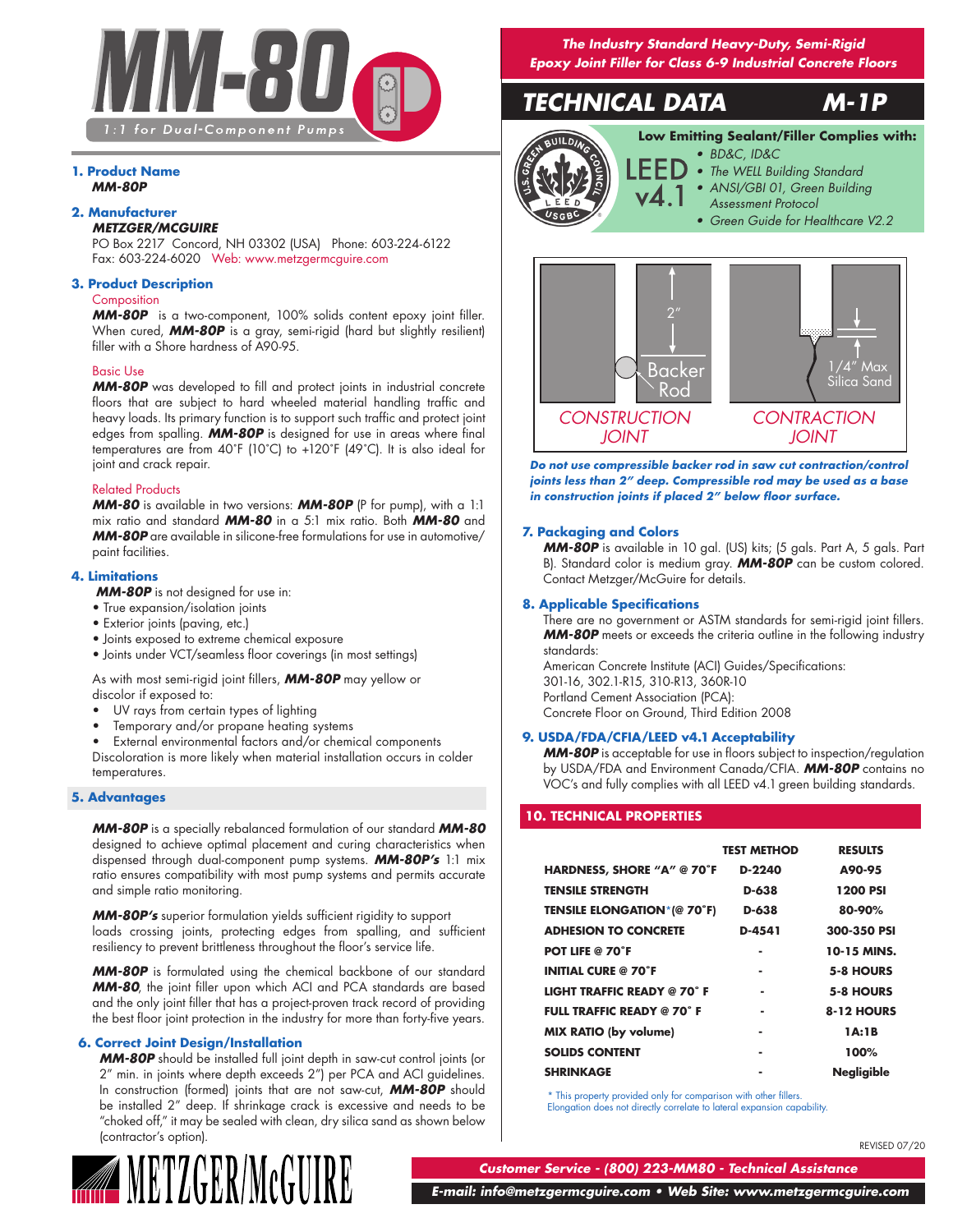# MM-80

1:1 for Dual-Component Pumps

***The Industry Standard Heavy-Duty, Semi-Rigid Epoxy Joint Filler for Class 6-9 Industrial Concrete Floors***

## TECHNICAL DATA M-1P

**Low Emitting Sealant/Filler Complies with:**

LEED v4.1

- *BD&C, ID&C*
- *The WELL Building Standard*
- *ANSI/GBI 01, Green Building Assessment Protocol*
- *Green Guide for Healthcare V2.2*

### 1. Product Name

***MM-80P***

### 2. Manufacturer

***METZGER/MCGUIRE***

PO Box 2217 Concord, NH 03302 (USA) Phone: 603-224-6122
Fax: 603-224-6020 Web: www.metzgermcguire.com

### 3. Product Description

Composition

***MM-80P*** is a two-component, 100% solids content epoxy joint filler. When cured, ***MM-80P*** is a gray, semi-rigid (hard but slightly resilient) filler with a Shore hardness of A90-95.

Basic Use

***MM-80P*** was developed to fill and protect joints in industrial concrete floors that are subject to hard wheeled material handling traffic and heavy loads. Its primary function is to support such traffic and protect joint edges from spalling. ***MM-80P*** is designed for use in areas where final temperatures are from 40˚F (10˚C) to +120˚F (49˚C). It is also ideal for joint and crack repair.

Related Products

***MM-80*** is available in two versions: ***MM-80P*** (P for pump), with a 1:1 mix ratio and standard ***MM-80*** in a 5:1 mix ratio. Both ***MM-80*** and ***MM-80P*** are available in silicone-free formulations for use in automotive/paint facilities.

### 4. Limitations

***MM-80P*** is not designed for use in:

- True expansion/isolation joints
- Exterior joints (paving, etc.)
- Joints exposed to extreme chemical exposure
- Joints under VCT/seamless floor coverings (in most settings)

As with most semi-rigid joint fillers, ***MM-80P*** may yellow or discolor if exposed to:

- UV rays from certain types of lighting
- Temporary and/or propane heating systems
- External environmental factors and/or chemical components

Discoloration is more likely when material installation occurs in colder temperatures.

### 5. Advantages

***MM-80P*** is a specially rebalanced formulation of our standard ***MM-80*** designed to achieve optimal placement and curing characteristics when dispensed through dual-component pump systems. ***MM-80P's*** 1:1 mix ratio ensures compatibility with most pump systems and permits accurate and simple ratio monitoring.

***MM-80P's*** superior formulation yields sufficient rigidity to support loads crossing joints, protecting edges from spalling, and sufficient resiliency to prevent brittleness throughout the floor's service life.

***MM-80P*** is formulated using the chemical backbone of our standard ***MM-80***, the joint filler upon which ACI and PCA standards are based and the only joint filler that has a project-proven track record of providing the best floor joint protection in the industry for more than forty-five years.

### 6. Correct Joint Design/Installation

***MM-80P*** should be installed full joint depth in saw-cut control joints (or 2" min. in joints where depth exceeds 2") per PCA and ACI guidelines. In construction (formed) joints that are not saw-cut, ***MM-80P*** should be installed 2" deep. If shrinkage crack is excessive and needs to be "choked off," it may be sealed with clean, dry silica sand as shown below (contractor's option).

2" Backer Rod — CONSTRUCTION JOINT | 1/4" Max Silica Sand — CONTRACTION JOINT

***Do not use compressible backer rod in saw cut contraction/control joints less than 2" deep. Compressible rod may be used as a base in construction joints if placed 2" below floor surface.***

### 7. Packaging and Colors

***MM-80P*** is available in 10 gal. (US) kits; (5 gals. Part A, 5 gals. Part B). Standard color is medium gray. ***MM-80P*** can be custom colored. Contact Metzger/McGuire for details.

### 8. Applicable Specifications

There are no government or ASTM standards for semi-rigid joint fillers. ***MM-80P*** meets or exceeds the criteria outline in the following industry standards:
American Concrete Institute (ACI) Guides/Specifications:
301-16, 302.1-R15, 310-R13, 360R-10
Portland Cement Association (PCA):
Concrete Floor on Ground, Third Edition 2008

### 9. USDA/FDA/CFIA/LEED v4.1 Acceptability

***MM-80P*** is acceptable for use in floors subject to inspection/regulation by USDA/FDA and Environment Canada/CFIA. ***MM-80P*** contains no VOC's and fully complies with all LEED v4.1 green building standards.

### 10. TECHNICAL PROPERTIES

| | TEST METHOD | RESULTS |
|---|---|---|
| HARDNESS, SHORE "A" @ 70˚F | D-2240 | A90-95 |
| TENSILE STRENGTH | D-638 | 1200 PSI |
| TENSILE ELONGATION* (@ 70˚F) | D-638 | 80-90% |
| ADHESION TO CONCRETE | D-4541 | 300-350 PSI |
| POT LIFE @ 70˚F | - | 10-15 MINS. |
| INITIAL CURE @ 70˚F | - | 5-8 HOURS |
| LIGHT TRAFFIC READY @ 70˚ F | - | 5-8 HOURS |
| FULL TRAFFIC READY @ 70˚ F | - | 8-12 HOURS |
| MIX RATIO (by volume) | - | 1A:1B |
| SOLIDS CONTENT | - | 100% |
| SHRINKAGE | - | Negligible |

\* This property provided only for comparison with other fillers. Elongation does not directly correlate to lateral expansion capability.

REVISED 07/20

METZGER/McGUIRE

*Customer Service - (800) 223-MM80 - Technical Assistance*

*E-mail: info@metzgermcguire.com • Web Site: www.metzgermcguire.com*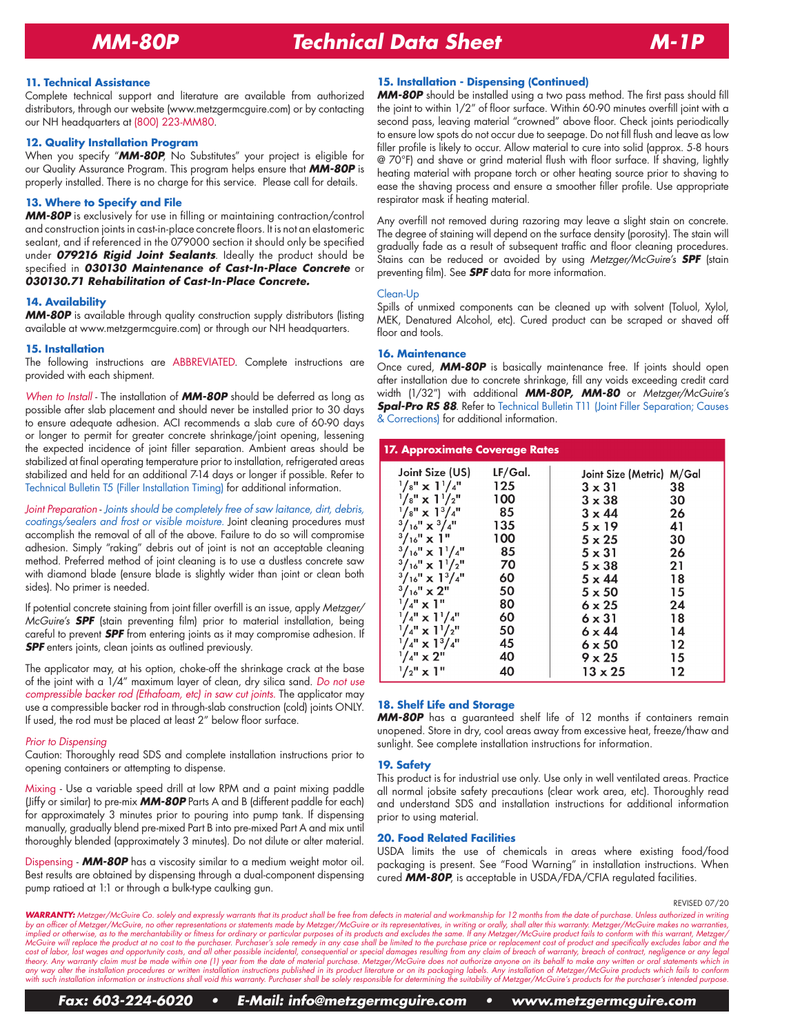### 11. Technical Assistance

Complete technical support and literature are available from authorized distributors, through our website (www.metzgermcguire.com) or by contacting our NH headquarters at (800) 223-MM80.

### 12. Quality Installation Program

When you specify "***MM-80P***, No Substitutes" your project is eligible for our Quality Assurance Program. This program helps ensure that ***MM-80P*** is properly installed. There is no charge for this service. Please call for details.

### 13. Where to Specify and File

***MM-80P*** is exclusively for use in filling or maintaining contraction/control and construction joints in cast-in-place concrete floors. It is not an elastomeric sealant, and if referenced in the 079000 section it should only be specified under ***079216 Rigid Joint Sealants***. Ideally the product should be specified in ***030130 Maintenance of Cast-In-Place Concrete*** or ***030130.71 Rehabilitation of Cast-In-Place Concrete.***

### 14. Availability

***MM-80P*** is available through quality construction supply distributors (listing available at www.metzgermcguire.com) or through our NH headquarters.

### 15. Installation

The following instructions are ABBREVIATED. Complete instructions are provided with each shipment.

*When to Install* - The installation of ***MM-80P*** should be deferred as long as possible after slab placement and should never be installed prior to 30 days to ensure adequate adhesion. ACI recommends a slab cure of 60-90 days or longer to permit for greater concrete shrinkage/joint opening, lessening the expected incidence of joint filler separation. Ambient areas should be stabilized at final operating temperature prior to installation, refrigerated areas stabilized and held for an additional 7-14 days or longer if possible. Refer to Technical Bulletin T5 (Filler Installation Timing) for additional information.

*Joint Preparation - Joints should be completely free of saw laitance, dirt, debris, coatings/sealers and frost or visible moisture.* Joint cleaning procedures must accomplish the removal of all of the above. Failure to do so will compromise adhesion. Simply "raking" debris out of joint is not an acceptable cleaning method. Preferred method of joint cleaning is to use a dustless concrete saw with diamond blade (ensure blade is slightly wider than joint or clean both sides). No primer is needed.

If potential concrete staining from joint filler overfill is an issue, apply *Metzger/McGuire's* ***SPF*** (stain preventing film) prior to material installation, being careful to prevent ***SPF*** from entering joints as it may compromise adhesion. If ***SPF*** enters joints, clean joints as outlined previously.

The applicator may, at his option, choke-off the shrinkage crack at the base of the joint with a 1/4" maximum layer of clean, dry silica sand. *Do not use compressible backer rod (Ethafoam, etc) in saw cut joints.* The applicator may use a compressible backer rod in through-slab construction (cold) joints ONLY. If used, the rod must be placed at least 2" below floor surface.

*Prior to Dispensing*

Caution: Thoroughly read SDS and complete installation instructions prior to opening containers or attempting to dispense.

Mixing - Use a variable speed drill at low RPM and a paint mixing paddle (Jiffy or similar) to pre-mix ***MM-80P*** Parts A and B (different paddle for each) for approximately 3 minutes prior to pouring into pump tank. If dispensing manually, gradually blend pre-mixed Part B into pre-mixed Part A and mix until thoroughly blended (approximately 3 minutes). Do not dilute or alter material.

Dispensing - ***MM-80P*** has a viscosity similar to a medium weight motor oil. Best results are obtained by dispensing through a dual-component dispensing pump ratioed at 1:1 or through a bulk-type caulking gun.

### 15. Installation - Dispensing (Continued)

***MM-80P*** should be installed using a two pass method. The first pass should fill the joint to within 1/2" of floor surface. Within 60-90 minutes overfill joint with a second pass, leaving material "crowned" above floor. Check joints periodically to ensure low spots do not occur due to seepage. Do not fill flush and leave as low filler profile is likely to occur. Allow material to cure into solid (approx. 5-8 hours @ 70°F) and shave or grind material flush with floor surface. If shaving, lightly heating material with propane torch or other heating source prior to shaving to ease the shaving process and ensure a smoother filler profile. Use appropriate respirator mask if heating material.

Any overfill not removed during razoring may leave a slight stain on concrete. The degree of staining will depend on the surface density (porosity). The stain will gradually fade as a result of subsequent traffic and floor cleaning procedures. Stains can be reduced or avoided by using *Metzger/McGuire's* ***SPF*** (stain preventing film). See ***SPF*** data for more information.

Clean-Up

Spills of unmixed components can be cleaned up with solvent (Toluol, Xylol, MEK, Denatured Alcohol, etc). Cured product can be scraped or shaved off floor and tools.

### 16. Maintenance

Once cured, ***MM-80P*** is basically maintenance free. If joints should open after installation due to concrete shrinkage, fill any voids exceeding credit card width (1/32") with additional ***MM-80P, MM-80*** or *Metzger/McGuire's* ***Spal-Pro RS 88***. Refer to Technical Bulletin T11 (Joint Filler Separation; Causes & Corrections) for additional information.

### 17. Approximate Coverage Rates

| Joint Size (US) | LF/Gal. | Joint Size (Metric) | M/Gal |
|---|---|---|---|
| 1/8" x 1 1/4" | 125 | 3 x 31 | 38 |
| 1/8" x 1 1/2" | 100 | 3 x 38 | 30 |
| 1/8" x 1 3/4" | 85 | 3 x 44 | 26 |
| 3/16" x 3/4" | 135 | 5 x 19 | 41 |
| 3/16" x 1" | 100 | 5 x 25 | 30 |
| 3/16" x 1 1/4" | 85 | 5 x 31 | 26 |
| 3/16" x 1 1/2" | 70 | 5 x 38 | 21 |
| 3/16" x 1 3/4" | 60 | 5 x 44 | 18 |
| 3/16" x 2" | 50 | 5 x 50 | 15 |
| 1/4" x 1" | 80 | 6 x 25 | 24 |
| 1/4" x 1 1/4" | 60 | 6 x 31 | 18 |
| 1/4" x 1 1/2" | 50 | 6 x 44 | 14 |
| 1/4" x 1 3/4" | 45 | 6 x 50 | 12 |
| 1/4" x 2" | 40 | 9 x 25 | 15 |
| 1/2" x 1" | 40 | 13 x 25 | 12 |

### 18. Shelf Life and Storage

***MM-80P*** has a guaranteed shelf life of 12 months if containers remain unopened. Store in dry, cool areas away from excessive heat, freeze/thaw and sunlight. See complete installation instructions for information.

### 19. Safety

This product is for industrial use only. Use only in well ventilated areas. Practice all normal jobsite safety precautions (clear work area, etc). Thoroughly read and understand SDS and installation instructions for additional information prior to using material.

### 20. Food Related Facilities

USDA limits the use of chemicals in areas where existing food/food packaging is present. See "Food Warning" in installation instructions. When cured ***MM-80P***, is acceptable in USDA/FDA/CFIA regulated facilities.

REVISED 07/20

***WARRANTY:*** *Metzger/McGuire Co. solely and expressly warrants that its product shall be free from defects in material and workmanship for 12 months from the date of purchase. Unless authorized in writing by an officer of Metzger/McGuire, no other representations or statements made by Metzger/McGuire or its representatives, in writing or orally, shall alter this warranty. Metzger/McGuire makes no warranties, implied or otherwise, as to the merchantability or fitness for ordinary or particular purposes of its products and excludes the same. If any Metzger/McGuire product fails to conform with this warrant, Metzger/McGuire will replace the product at no cost to the purchaser. Purchaser's sole remedy in any case shall be limited to the purchase price or replacement cost of product and specifically excludes labor and the cost of labor, lost wages and opportunity costs, and all other possible incidental, consequential or special damages resulting from any claim of breach of warranty, breach of contract, negligence or any legal theory. Any warranty claim must be made within one (1) year from the date of material purchase. Metzger/McGuire does not authorize anyone on its behalf to make any written or oral statements which in any way alter the installation procedures or written installation instructions published in its product literature or on its packaging labels. Any installation of Metzger/McGuire products which fails to conform with such installation information or instructions shall void this warranty. Purchaser shall be solely responsible for determining the suitability of Metzger/McGuire's products for the purchaser's intended purpose.*